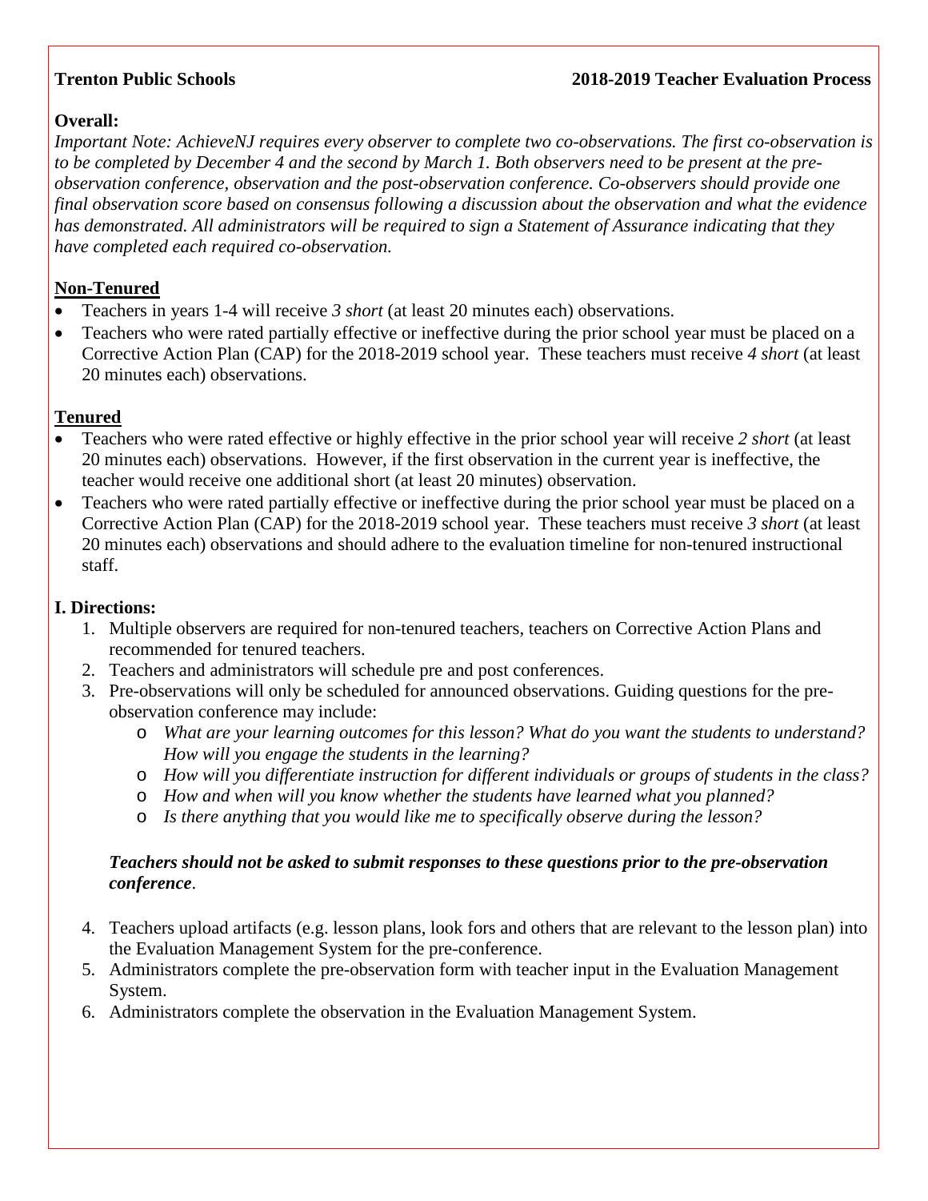**Trenton Public Schools** **2018-2019 Teacher Evaluation Process**

**Overall:**

*Important Note: AchieveNJ requires every observer to complete two co-observations. The first co-observation is to be completed by December 4 and the second by March 1. Both observers need to be present at the pre-observation conference, observation and the post-observation conference. Co-observers should provide one final observation score based on consensus following a discussion about the observation and what the evidence has demonstrated. All administrators will be required to sign a Statement of Assurance indicating that they have completed each required co-observation.*

**Non-Tenured**

- Teachers in years 1-4 will receive *3 short* (at least 20 minutes each) observations.
- Teachers who were rated partially effective or ineffective during the prior school year must be placed on a Corrective Action Plan (CAP) for the 2018-2019 school year. These teachers must receive *4 short* (at least 20 minutes each) observations.

**Tenured**

- Teachers who were rated effective or highly effective in the prior school year will receive *2 short* (at least 20 minutes each) observations. However, if the first observation in the current year is ineffective, the teacher would receive one additional short (at least 20 minutes) observation.
- Teachers who were rated partially effective or ineffective during the prior school year must be placed on a Corrective Action Plan (CAP) for the 2018-2019 school year. These teachers must receive *3 short* (at least 20 minutes each) observations and should adhere to the evaluation timeline for non-tenured instructional staff.

**I. Directions:**

1. Multiple observers are required for non-tenured teachers, teachers on Corrective Action Plans and recommended for tenured teachers.
2. Teachers and administrators will schedule pre and post conferences.
3. Pre-observations will only be scheduled for announced observations. Guiding questions for the pre-observation conference may include:
   - *What are your learning outcomes for this lesson? What do you want the students to understand? How will you engage the students in the learning?*
   - *How will you differentiate instruction for different individuals or groups of students in the class?*
   - *How and when will you know whether the students have learned what you planned?*
   - *Is there anything that you would like me to specifically observe during the lesson?*

   ***Teachers should not be asked to submit responses to these questions prior to the pre-observation conference***.

4. Teachers upload artifacts (e.g. lesson plans, look fors and others that are relevant to the lesson plan) into the Evaluation Management System for the pre-conference.
5. Administrators complete the pre-observation form with teacher input in the Evaluation Management System.
6. Administrators complete the observation in the Evaluation Management System.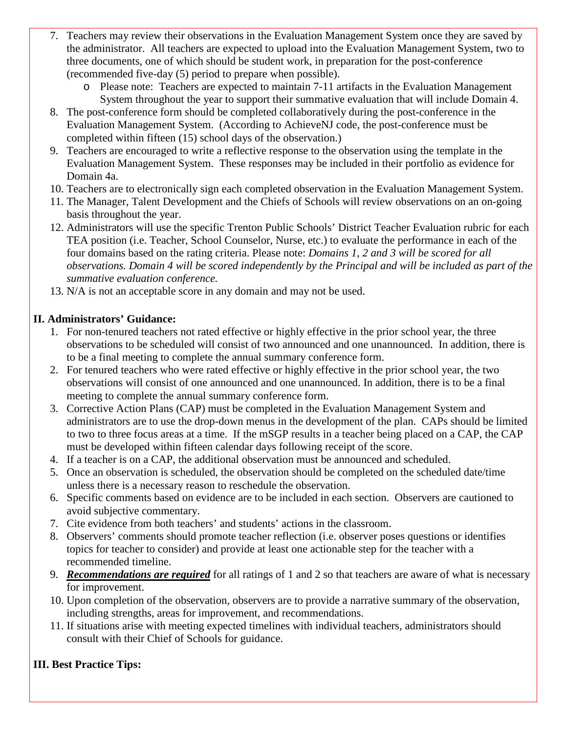7. Teachers may review their observations in the Evaluation Management System once they are saved by the administrator. All teachers are expected to upload into the Evaluation Management System, two to three documents, one of which should be student work, in preparation for the post-conference (recommended five-day (5) period to prepare when possible).
    - Please note: Teachers are expected to maintain 7-11 artifacts in the Evaluation Management System throughout the year to support their summative evaluation that will include Domain 4.
8. The post-conference form should be completed collaboratively during the post-conference in the Evaluation Management System. (According to AchieveNJ code, the post-conference must be completed within fifteen (15) school days of the observation.)
9. Teachers are encouraged to write a reflective response to the observation using the template in the Evaluation Management System. These responses may be included in their portfolio as evidence for Domain 4a.
10. Teachers are to electronically sign each completed observation in the Evaluation Management System.
11. The Manager, Talent Development and the Chiefs of Schools will review observations on an on-going basis throughout the year.
12. Administrators will use the specific Trenton Public Schools' District Teacher Evaluation rubric for each TEA position (i.e. Teacher, School Counselor, Nurse, etc.) to evaluate the performance in each of the four domains based on the rating criteria. Please note: *Domains 1, 2 and 3 will be scored for all observations. Domain 4 will be scored independently by the Principal and will be included as part of the summative evaluation conference.*
13. N/A is not an acceptable score in any domain and may not be used.

**II. Administrators' Guidance:**

1. For non-tenured teachers not rated effective or highly effective in the prior school year, the three observations to be scheduled will consist of two announced and one unannounced. In addition, there is to be a final meeting to complete the annual summary conference form.
2. For tenured teachers who were rated effective or highly effective in the prior school year, the two observations will consist of one announced and one unannounced. In addition, there is to be a final meeting to complete the annual summary conference form.
3. Corrective Action Plans (CAP) must be completed in the Evaluation Management System and administrators are to use the drop-down menus in the development of the plan. CAPs should be limited to two to three focus areas at a time. If the mSGP results in a teacher being placed on a CAP, the CAP must be developed within fifteen calendar days following receipt of the score.
4. If a teacher is on a CAP, the additional observation must be announced and scheduled.
5. Once an observation is scheduled, the observation should be completed on the scheduled date/time unless there is a necessary reason to reschedule the observation.
6. Specific comments based on evidence are to be included in each section. Observers are cautioned to avoid subjective commentary.
7. Cite evidence from both teachers' and students' actions in the classroom.
8. Observers' comments should promote teacher reflection (i.e. observer poses questions or identifies topics for teacher to consider) and provide at least one actionable step for the teacher with a recommended timeline.
9. ***Recommendations are required*** for all ratings of 1 and 2 so that teachers are aware of what is necessary for improvement.
10. Upon completion of the observation, observers are to provide a narrative summary of the observation, including strengths, areas for improvement, and recommendations.
11. If situations arise with meeting expected timelines with individual teachers, administrators should consult with their Chief of Schools for guidance.

**III. Best Practice Tips:**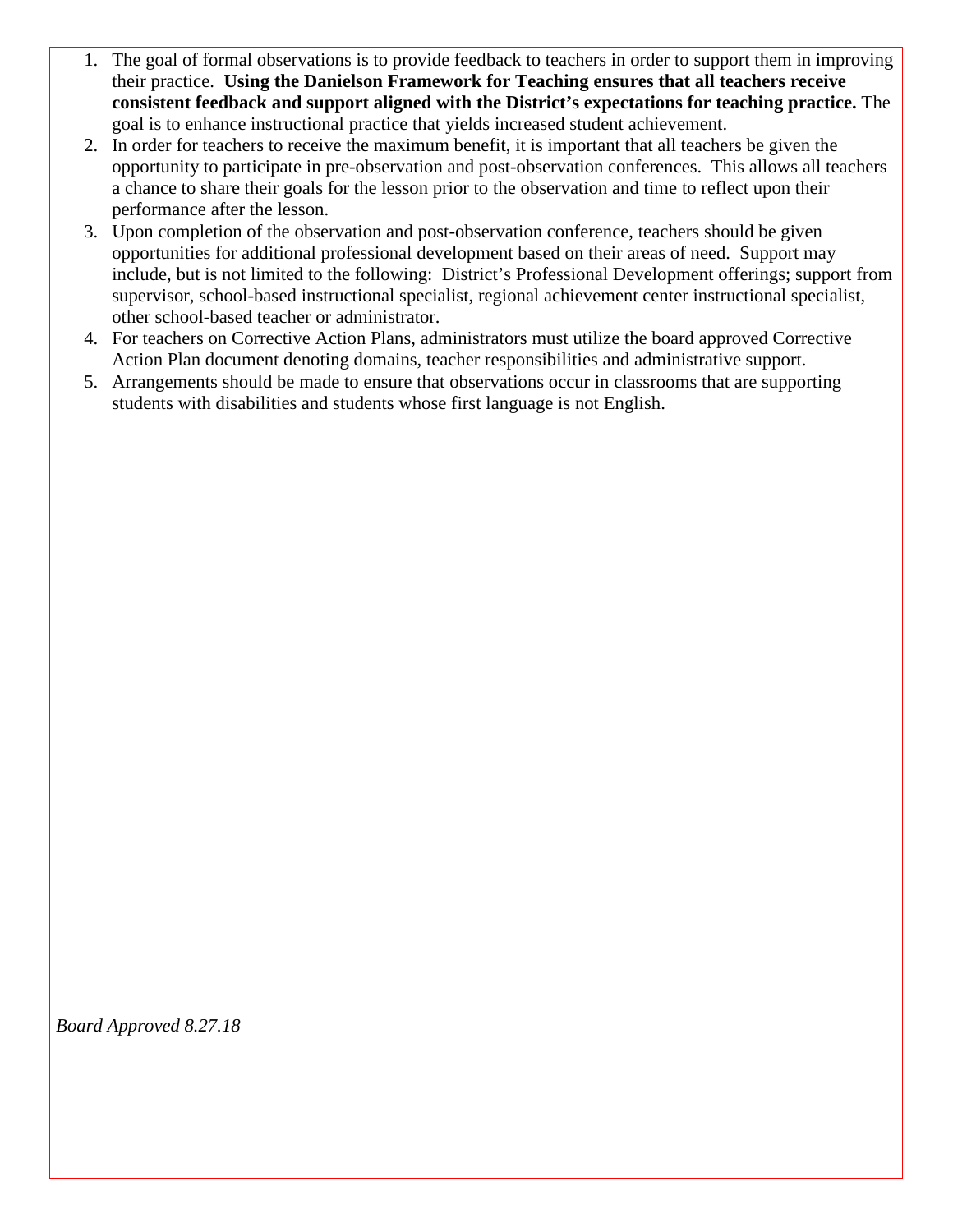1. The goal of formal observations is to provide feedback to teachers in order to support them in improving their practice. **Using the Danielson Framework for Teaching ensures that all teachers receive consistent feedback and support aligned with the District's expectations for teaching practice.** The goal is to enhance instructional practice that yields increased student achievement.
2. In order for teachers to receive the maximum benefit, it is important that all teachers be given the opportunity to participate in pre-observation and post-observation conferences. This allows all teachers a chance to share their goals for the lesson prior to the observation and time to reflect upon their performance after the lesson.
3. Upon completion of the observation and post-observation conference, teachers should be given opportunities for additional professional development based on their areas of need. Support may include, but is not limited to the following: District's Professional Development offerings; support from supervisor, school-based instructional specialist, regional achievement center instructional specialist, other school-based teacher or administrator.
4. For teachers on Corrective Action Plans, administrators must utilize the board approved Corrective Action Plan document denoting domains, teacher responsibilities and administrative support.
5. Arrangements should be made to ensure that observations occur in classrooms that are supporting students with disabilities and students whose first language is not English.

*Board Approved 8.27.18*